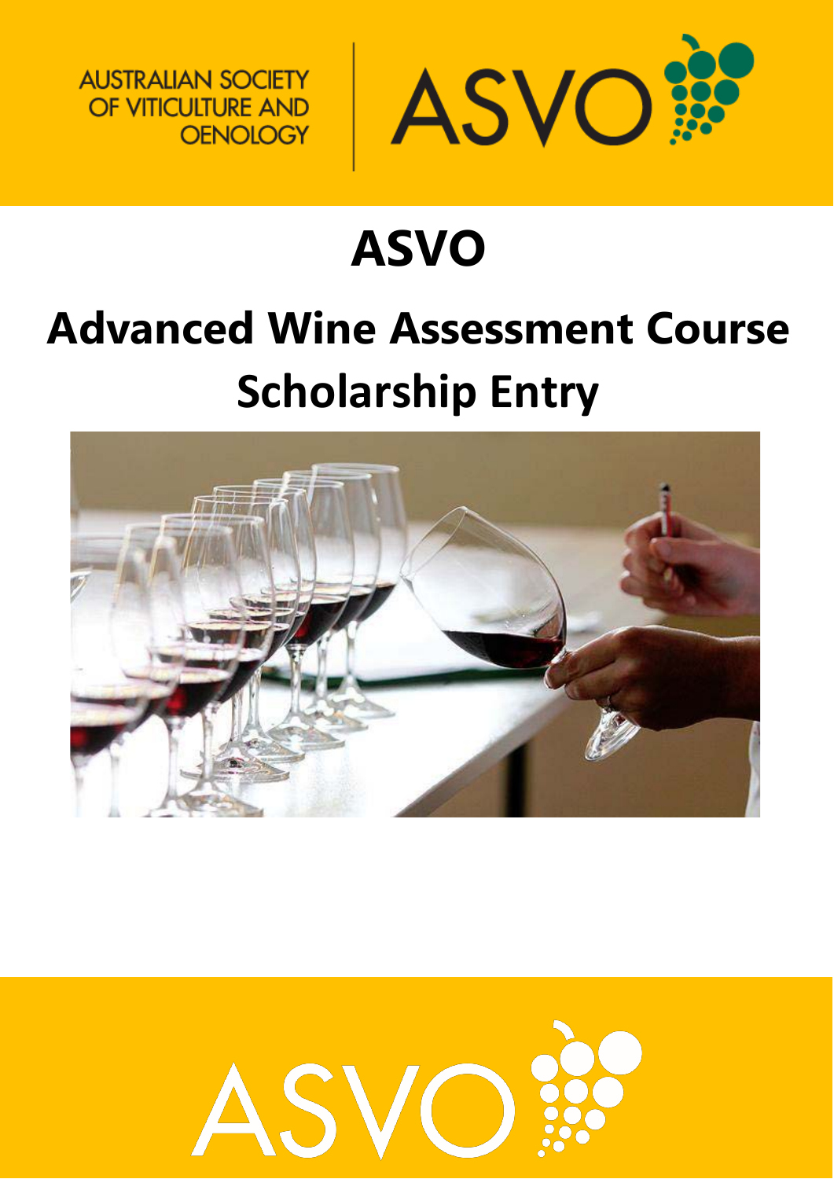AUSTRALIAN SOCIETY OF VITICULTURE AND OENOLOGY

# ASVO

# Advanced Wine Assessment Course

## Scholarship Entry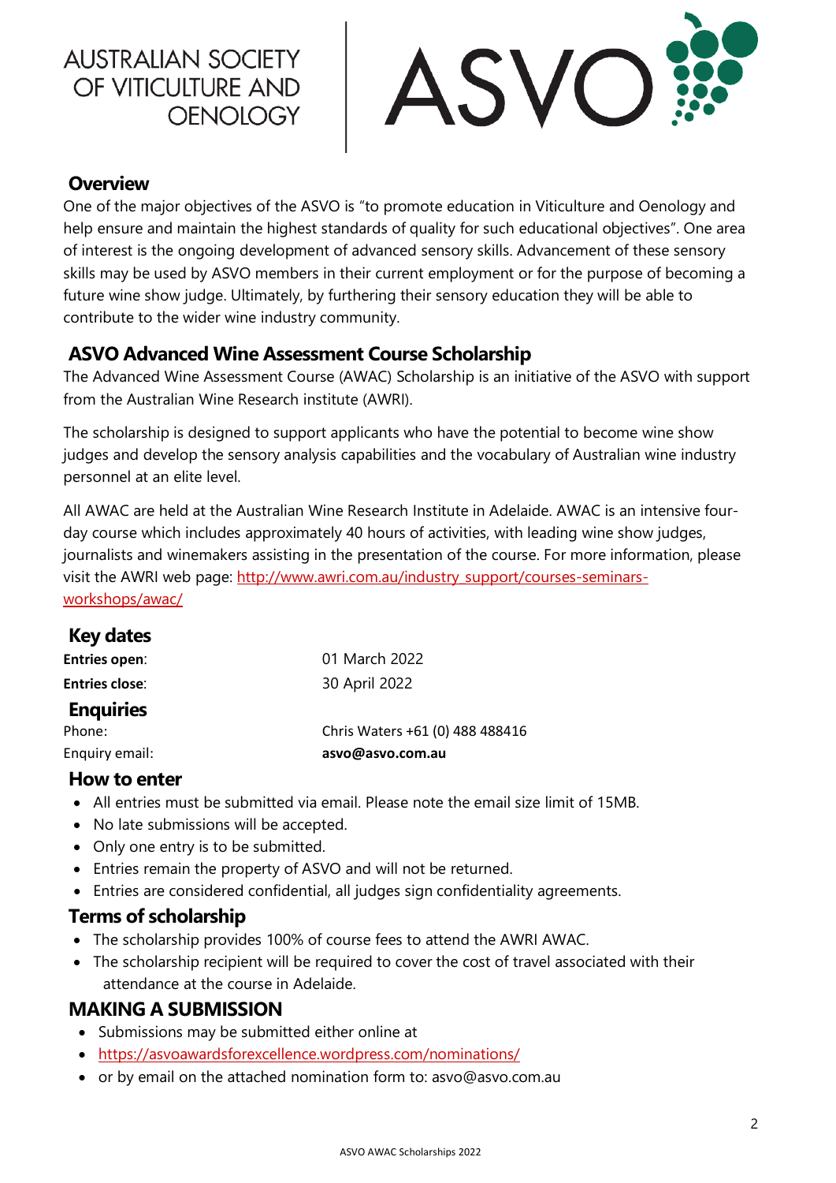AUSTRALIAN SOCIETY OF VITICULTURE AND OENOLOGY

ASVO

## Overview

One of the major objectives of the ASVO is "to promote education in Viticulture and Oenology and help ensure and maintain the highest standards of quality for such educational objectives". One area of interest is the ongoing development of advanced sensory skills. Advancement of these sensory skills may be used by ASVO members in their current employment or for the purpose of becoming a future wine show judge. Ultimately, by furthering their sensory education they will be able to contribute to the wider wine industry community.

## ASVO Advanced Wine Assessment Course Scholarship

The Advanced Wine Assessment Course (AWAC) Scholarship is an initiative of the ASVO with support from the Australian Wine Research institute (AWRI).

The scholarship is designed to support applicants who have the potential to become wine show judges and develop the sensory analysis capabilities and the vocabulary of Australian wine industry personnel at an elite level.

All AWAC are held at the Australian Wine Research Institute in Adelaide. AWAC is an intensive four-day course which includes approximately 40 hours of activities, with leading wine show judges, journalists and winemakers assisting in the presentation of the course. For more information, please visit the AWRI web page: http://www.awri.com.au/industry_support/courses-seminars-workshops/awac/

## Key dates

**Entries open**: 01 March 2022

**Entries close**: 30 April 2022

## Enquiries

Phone: Chris Waters +61 (0) 488 488416

Enquiry email: **asvo@asvo.com.au**

## How to enter

- All entries must be submitted via email. Please note the email size limit of 15MB.
- No late submissions will be accepted.
- Only one entry is to be submitted.
- Entries remain the property of ASVO and will not be returned.
- Entries are considered confidential, all judges sign confidentiality agreements.

## Terms of scholarship

- The scholarship provides 100% of course fees to attend the AWRI AWAC.
- The scholarship recipient will be required to cover the cost of travel associated with their attendance at the course in Adelaide.

## MAKING A SUBMISSION

- Submissions may be submitted either online at
- https://asvoawardsforexcellence.wordpress.com/nominations/
- or by email on the attached nomination form to: asvo@asvo.com.au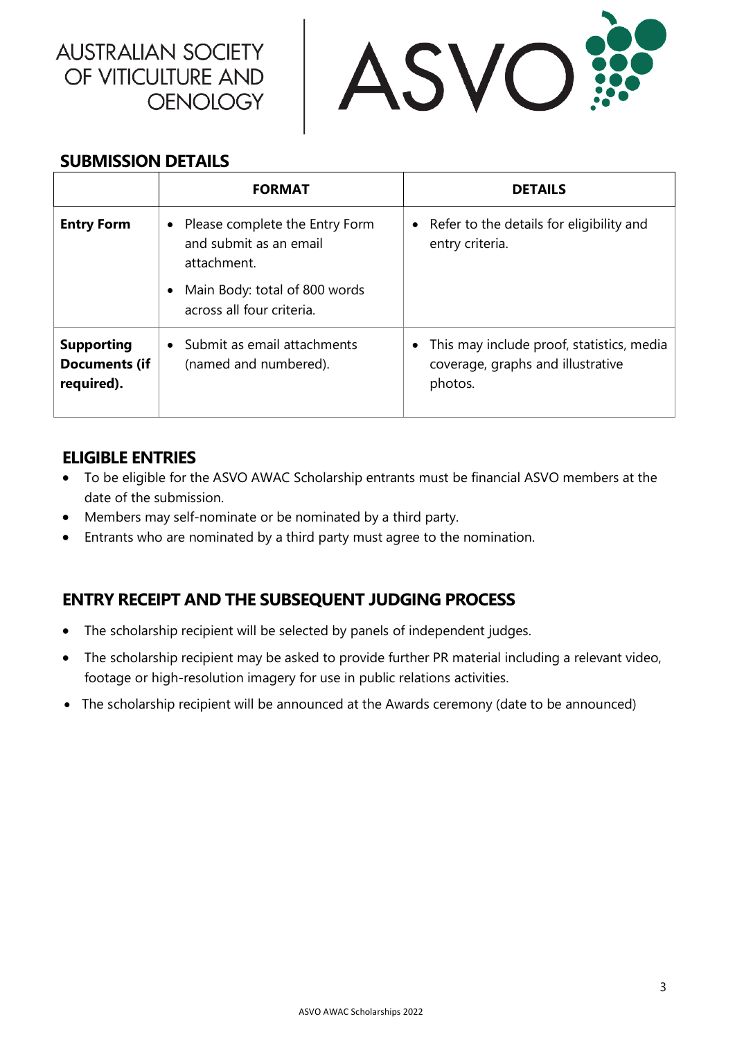AUSTRALIAN SOCIETY OF VITICULTURE AND OENOLOGY

ASVO

## SUBMISSION DETAILS

| | FORMAT | DETAILS |
|---|---|---|
| **Entry Form** | • Please complete the Entry Form and submit as an email attachment.<br>• Main Body: total of 800 words across all four criteria. | • Refer to the details for eligibility and entry criteria. |
| **Supporting Documents (if required).** | • Submit as email attachments (named and numbered). | • This may include proof, statistics, media coverage, graphs and illustrative photos. |

## ELIGIBLE ENTRIES

- To be eligible for the ASVO AWAC Scholarship entrants must be financial ASVO members at the date of the submission.
- Members may self-nominate or be nominated by a third party.
- Entrants who are nominated by a third party must agree to the nomination.

## ENTRY RECEIPT AND THE SUBSEQUENT JUDGING PROCESS

- The scholarship recipient will be selected by panels of independent judges.
- The scholarship recipient may be asked to provide further PR material including a relevant video, footage or high-resolution imagery for use in public relations activities.
- The scholarship recipient will be announced at the Awards ceremony (date to be announced)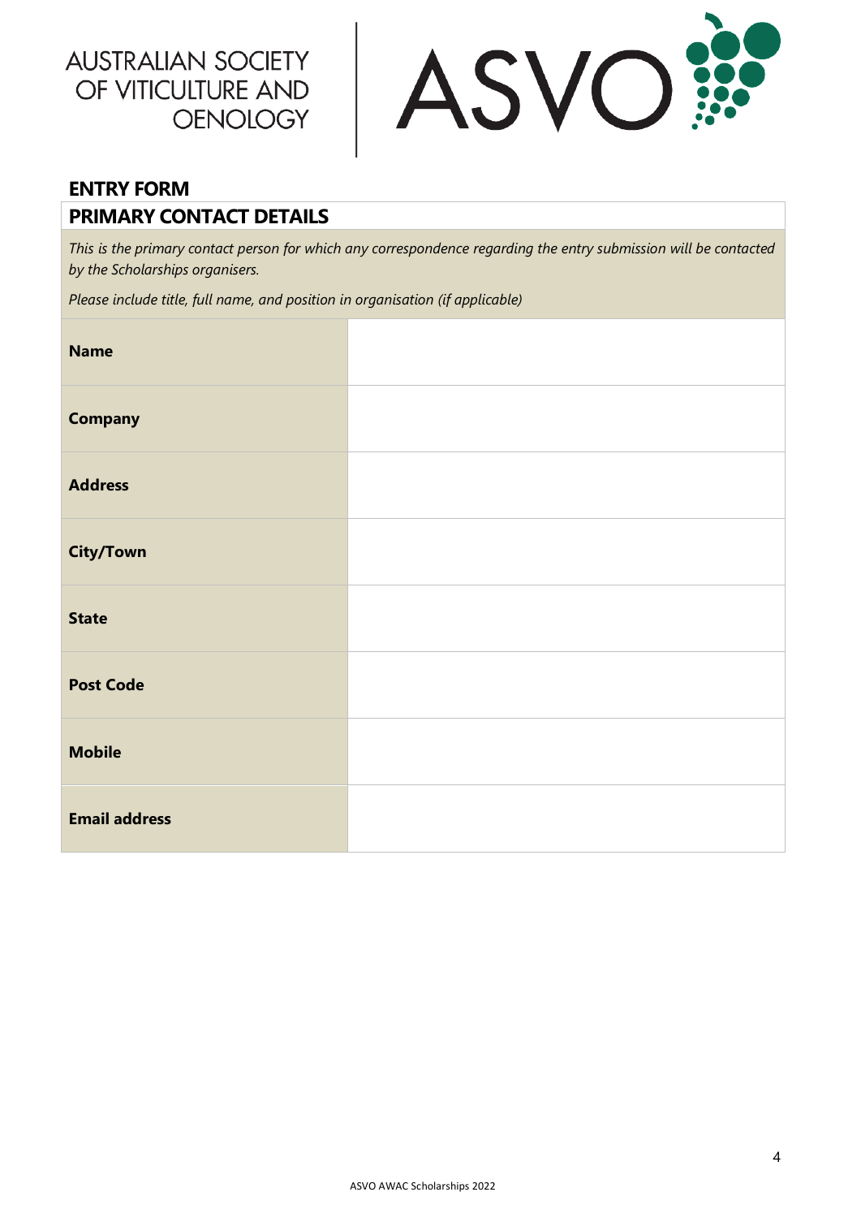AUSTRALIAN SOCIETY OF VITICULTURE AND OENOLOGY

ASVO

## ENTRY FORM

### PRIMARY CONTACT DETAILS

*This is the primary contact person for which any correspondence regarding the entry submission will be contacted by the Scholarships organisers.*

*Please include title, full name, and position in organisation (if applicable)*

| | |
|---|---|
| **Name** | |
| **Company** | |
| **Address** | |
| **City/Town** | |
| **State** | |
| **Post Code** | |
| **Mobile** | |
| **Email address** | |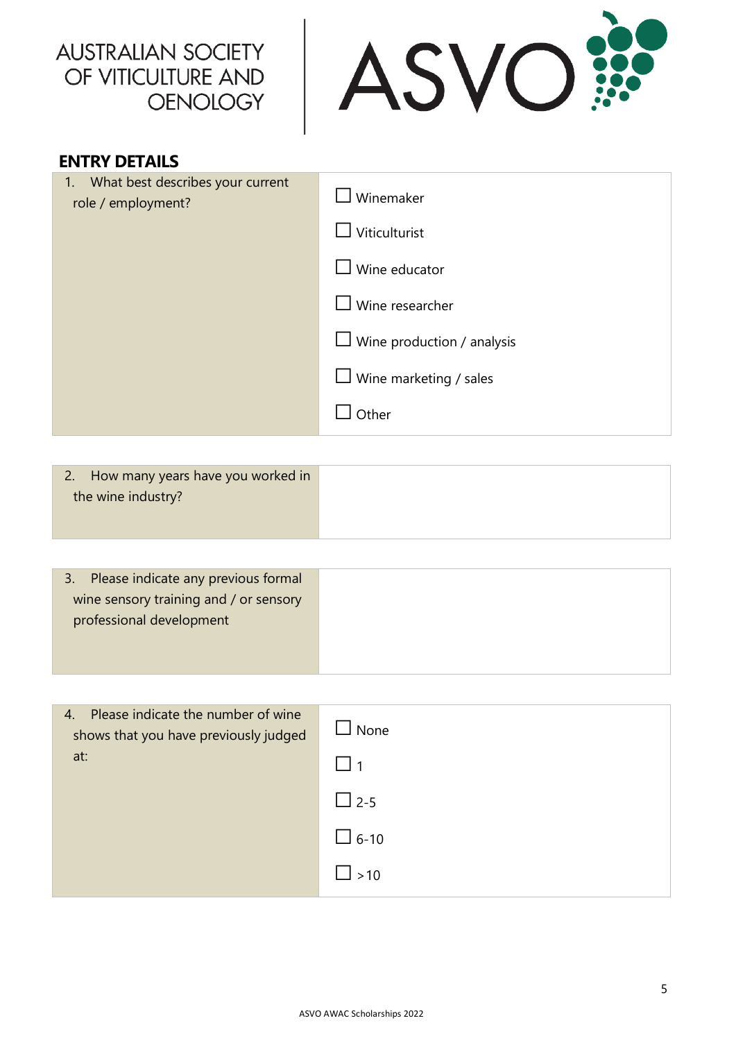AUSTRALIAN SOCIETY OF VITICULTURE AND OENOLOGY

ASVO

## ENTRY DETAILS

| 1. What best describes your current role / employment? | ☐ Winemaker<br>☐ Viticulturist<br>☐ Wine educator<br>☐ Wine researcher<br>☐ Wine production / analysis<br>☐ Wine marketing / sales<br>☐ Other |
|---|---|

| 2. How many years have you worked in the wine industry? | |
|---|---|

| 3. Please indicate any previous formal wine sensory training and / or sensory professional development | |
|---|---|

| 4. Please indicate the number of wine shows that you have previously judged at: | ☐ None<br>☐ 1<br>☐ 2-5<br>☐ 6-10<br>☐ >10 |
|---|---|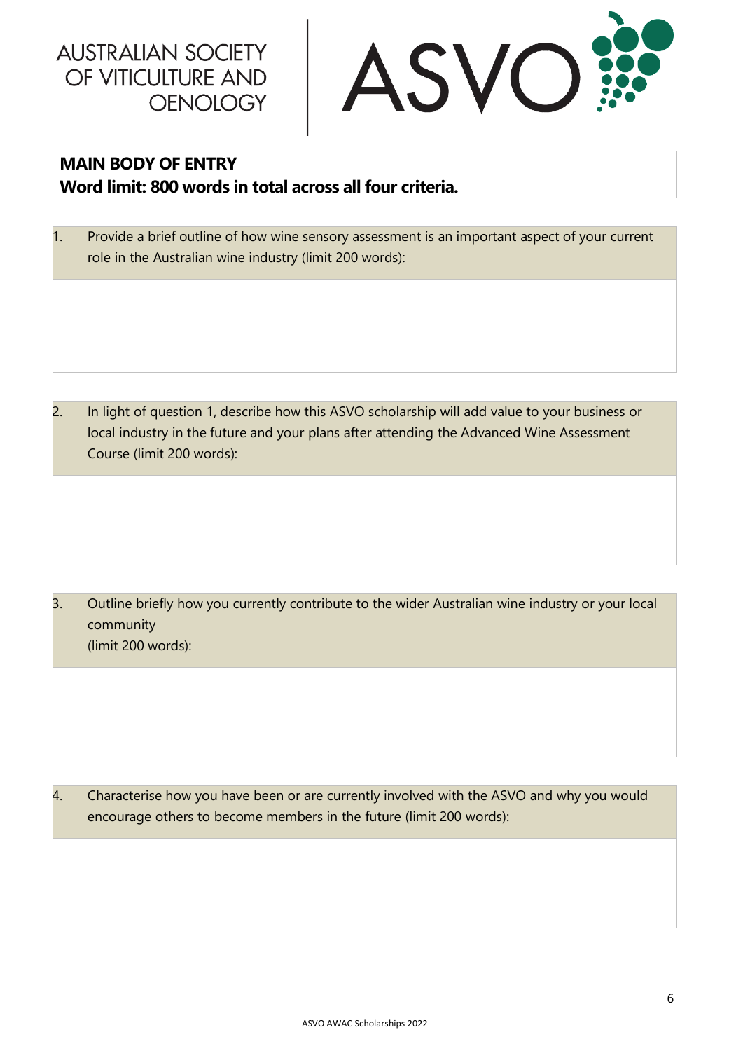AUSTRALIAN SOCIETY OF VITICULTURE AND OENOLOGY

ASVO

**MAIN BODY OF ENTRY**
**Word limit: 800 words in total across all four criteria.**

1. Provide a brief outline of how wine sensory assessment is an important aspect of your current role in the Australian wine industry (limit 200 words):

2. In light of question 1, describe how this ASVO scholarship will add value to your business or local industry in the future and your plans after attending the Advanced Wine Assessment Course (limit 200 words):

3. Outline briefly how you currently contribute to the wider Australian wine industry or your local community
(limit 200 words):

4. Characterise how you have been or are currently involved with the ASVO and why you would encourage others to become members in the future (limit 200 words):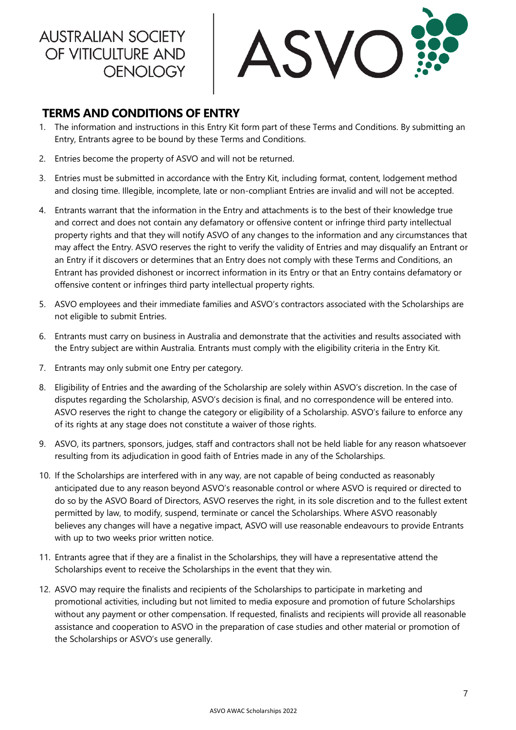# TERMS AND CONDITIONS OF ENTRY

1. The information and instructions in this Entry Kit form part of these Terms and Conditions. By submitting an Entry, Entrants agree to be bound by these Terms and Conditions.
2. Entries become the property of ASVO and will not be returned.
3. Entries must be submitted in accordance with the Entry Kit, including format, content, lodgement method and closing time. Illegible, incomplete, late or non-compliant Entries are invalid and will not be accepted.
4. Entrants warrant that the information in the Entry and attachments is to the best of their knowledge true and correct and does not contain any defamatory or offensive content or infringe third party intellectual property rights and that they will notify ASVO of any changes to the information and any circumstances that may affect the Entry. ASVO reserves the right to verify the validity of Entries and may disqualify an Entrant or an Entry if it discovers or determines that an Entry does not comply with these Terms and Conditions, an Entrant has provided dishonest or incorrect information in its Entry or that an Entry contains defamatory or offensive content or infringes third party intellectual property rights.
5. ASVO employees and their immediate families and ASVO's contractors associated with the Scholarships are not eligible to submit Entries.
6. Entrants must carry on business in Australia and demonstrate that the activities and results associated with the Entry subject are within Australia. Entrants must comply with the eligibility criteria in the Entry Kit.
7. Entrants may only submit one Entry per category.
8. Eligibility of Entries and the awarding of the Scholarship are solely within ASVO's discretion. In the case of disputes regarding the Scholarship, ASVO's decision is final, and no correspondence will be entered into. ASVO reserves the right to change the category or eligibility of a Scholarship. ASVO's failure to enforce any of its rights at any stage does not constitute a waiver of those rights.
9. ASVO, its partners, sponsors, judges, staff and contractors shall not be held liable for any reason whatsoever resulting from its adjudication in good faith of Entries made in any of the Scholarships.
10. If the Scholarships are interfered with in any way, are not capable of being conducted as reasonably anticipated due to any reason beyond ASVO's reasonable control or where ASVO is required or directed to do so by the ASVO Board of Directors, ASVO reserves the right, in its sole discretion and to the fullest extent permitted by law, to modify, suspend, terminate or cancel the Scholarships. Where ASVO reasonably believes any changes will have a negative impact, ASVO will use reasonable endeavours to provide Entrants with up to two weeks prior written notice.
11. Entrants agree that if they are a finalist in the Scholarships, they will have a representative attend the Scholarships event to receive the Scholarships in the event that they win.
12. ASVO may require the finalists and recipients of the Scholarships to participate in marketing and promotional activities, including but not limited to media exposure and promotion of future Scholarships without any payment or other compensation. If requested, finalists and recipients will provide all reasonable assistance and cooperation to ASVO in the preparation of case studies and other material or promotion of the Scholarships or ASVO's use generally.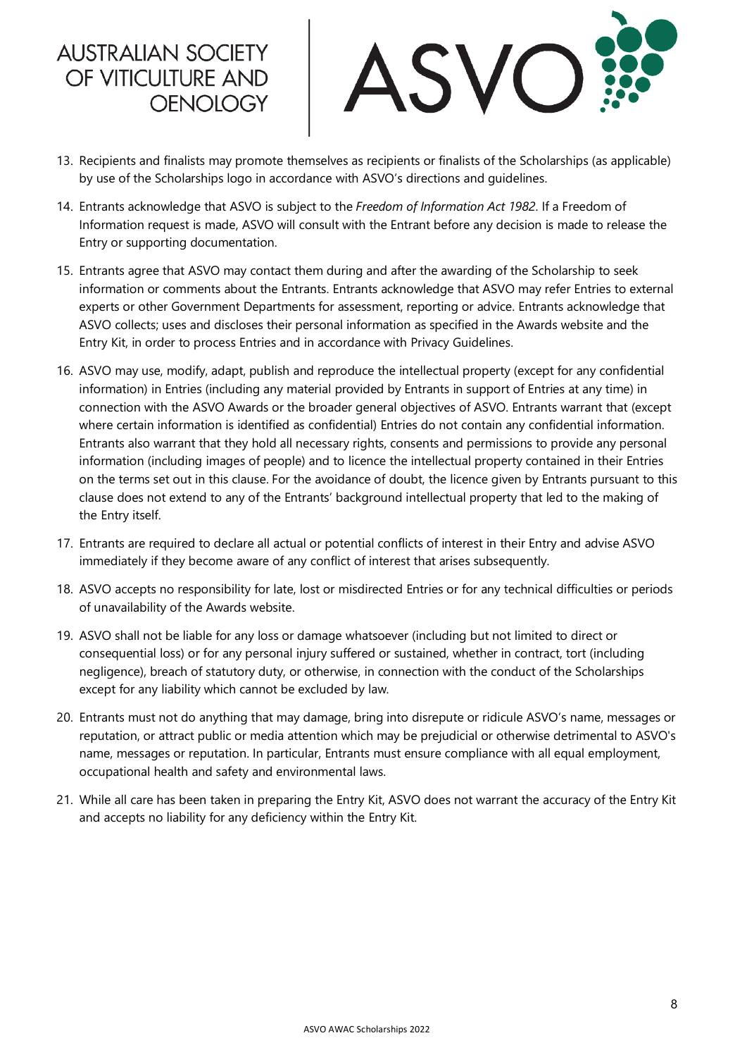13. Recipients and finalists may promote themselves as recipients or finalists of the Scholarships (as applicable) by use of the Scholarships logo in accordance with ASVO's directions and guidelines.
14. Entrants acknowledge that ASVO is subject to the *Freedom of Information Act 1982*. If a Freedom of Information request is made, ASVO will consult with the Entrant before any decision is made to release the Entry or supporting documentation.
15. Entrants agree that ASVO may contact them during and after the awarding of the Scholarship to seek information or comments about the Entrants. Entrants acknowledge that ASVO may refer Entries to external experts or other Government Departments for assessment, reporting or advice. Entrants acknowledge that ASVO collects; uses and discloses their personal information as specified in the Awards website and the Entry Kit, in order to process Entries and in accordance with Privacy Guidelines.
16. ASVO may use, modify, adapt, publish and reproduce the intellectual property (except for any confidential information) in Entries (including any material provided by Entrants in support of Entries at any time) in connection with the ASVO Awards or the broader general objectives of ASVO. Entrants warrant that (except where certain information is identified as confidential) Entries do not contain any confidential information. Entrants also warrant that they hold all necessary rights, consents and permissions to provide any personal information (including images of people) and to licence the intellectual property contained in their Entries on the terms set out in this clause. For the avoidance of doubt, the licence given by Entrants pursuant to this clause does not extend to any of the Entrants' background intellectual property that led to the making of the Entry itself.
17. Entrants are required to declare all actual or potential conflicts of interest in their Entry and advise ASVO immediately if they become aware of any conflict of interest that arises subsequently.
18. ASVO accepts no responsibility for late, lost or misdirected Entries or for any technical difficulties or periods of unavailability of the Awards website.
19. ASVO shall not be liable for any loss or damage whatsoever (including but not limited to direct or consequential loss) or for any personal injury suffered or sustained, whether in contract, tort (including negligence), breach of statutory duty, or otherwise, in connection with the conduct of the Scholarships except for any liability which cannot be excluded by law.
20. Entrants must not do anything that may damage, bring into disrepute or ridicule ASVO's name, messages or reputation, or attract public or media attention which may be prejudicial or otherwise detrimental to ASVO's name, messages or reputation. In particular, Entrants must ensure compliance with all equal employment, occupational health and safety and environmental laws.
21. While all care has been taken in preparing the Entry Kit, ASVO does not warrant the accuracy of the Entry Kit and accepts no liability for any deficiency within the Entry Kit.